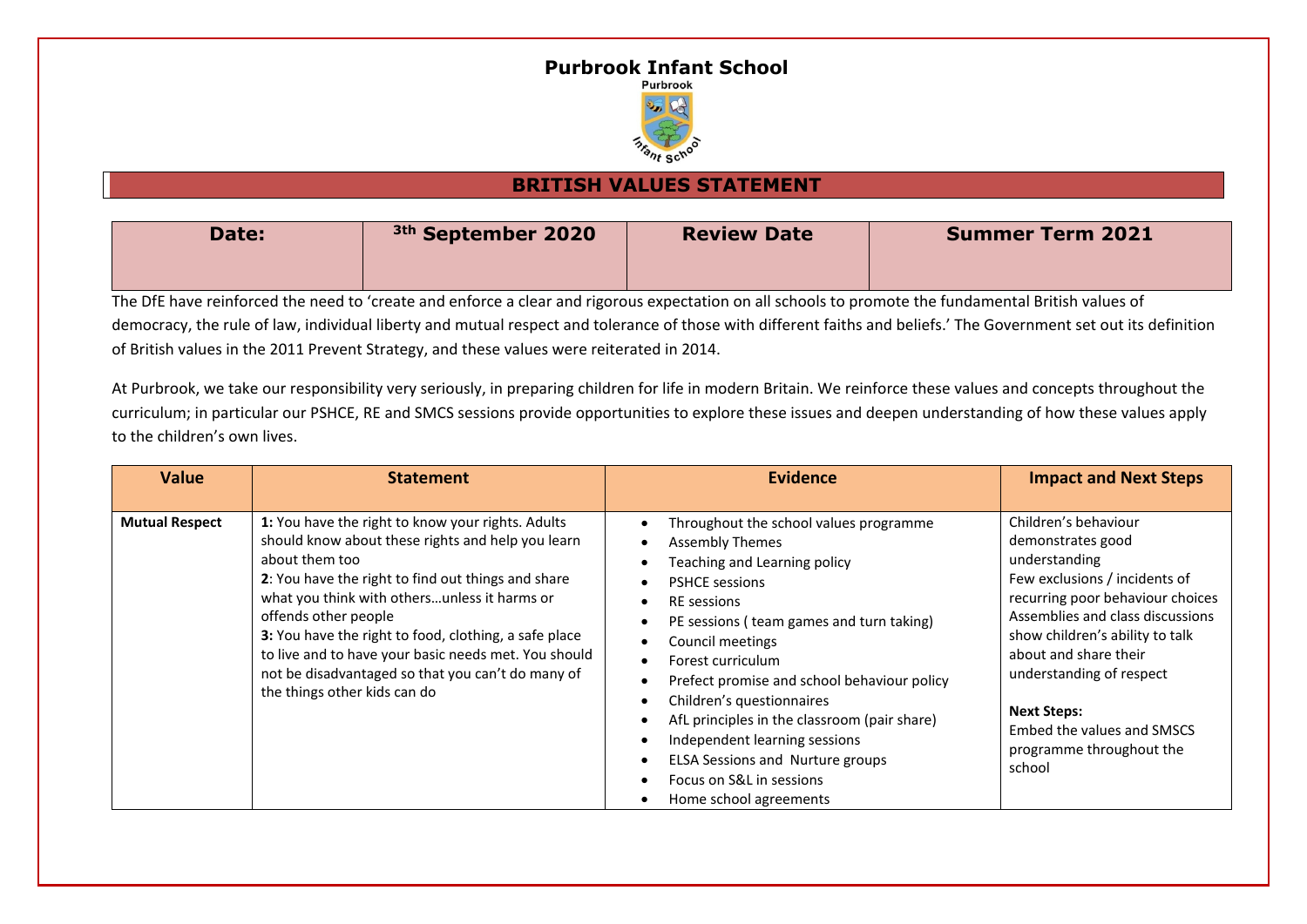# Purbrook Infant School

## BRITISH VALUES STATEMENT

| Date: | 3th September 2020 | Review Date | Summer Term 2021 |
|---|---|---|---|

The DfE have reinforced the need to 'create and enforce a clear and rigorous expectation on all schools to promote the fundamental British values of democracy, the rule of law, individual liberty and mutual respect and tolerance of those with different faiths and beliefs.' The Government set out its definition of British values in the 2011 Prevent Strategy, and these values were reiterated in 2014.

At Purbrook, we take our responsibility very seriously, in preparing children for life in modern Britain. We reinforce these values and concepts throughout the curriculum; in particular our PSHCE, RE and SMCS sessions provide opportunities to explore these issues and deepen understanding of how these values apply to the children's own lives.

| Value | Statement | Evidence | Impact and Next Steps |
|---|---|---|---|
| **Mutual Respect** | **1:** You have the right to know your rights. Adults should know about these rights and help you learn about them too<br>**2**: You have the right to find out things and share what you think with others…unless it harms or offends other people<br>**3:** You have the right to food, clothing, a safe place to live and to have your basic needs met. You should not be disadvantaged so that you can't do many of the things other kids can do | • Throughout the school values programme<br>• Assembly Themes<br>• Teaching and Learning policy<br>• PSHCE sessions<br>• RE sessions<br>• PE sessions ( team games and turn taking)<br>• Council meetings<br>• Forest curriculum<br>• Prefect promise and school behaviour policy<br>• Children's questionnaires<br>• AfL principles in the classroom (pair share)<br>• Independent learning sessions<br>• ELSA Sessions and Nurture groups<br>• Focus on S&L in sessions<br>• Home school agreements | Children's behaviour demonstrates good understanding<br>Few exclusions / incidents of recurring poor behaviour choices<br>Assemblies and class discussions show children's ability to talk about and share their understanding of respect<br><br>**Next Steps:**<br>Embed the values and SMSCS programme throughout the school |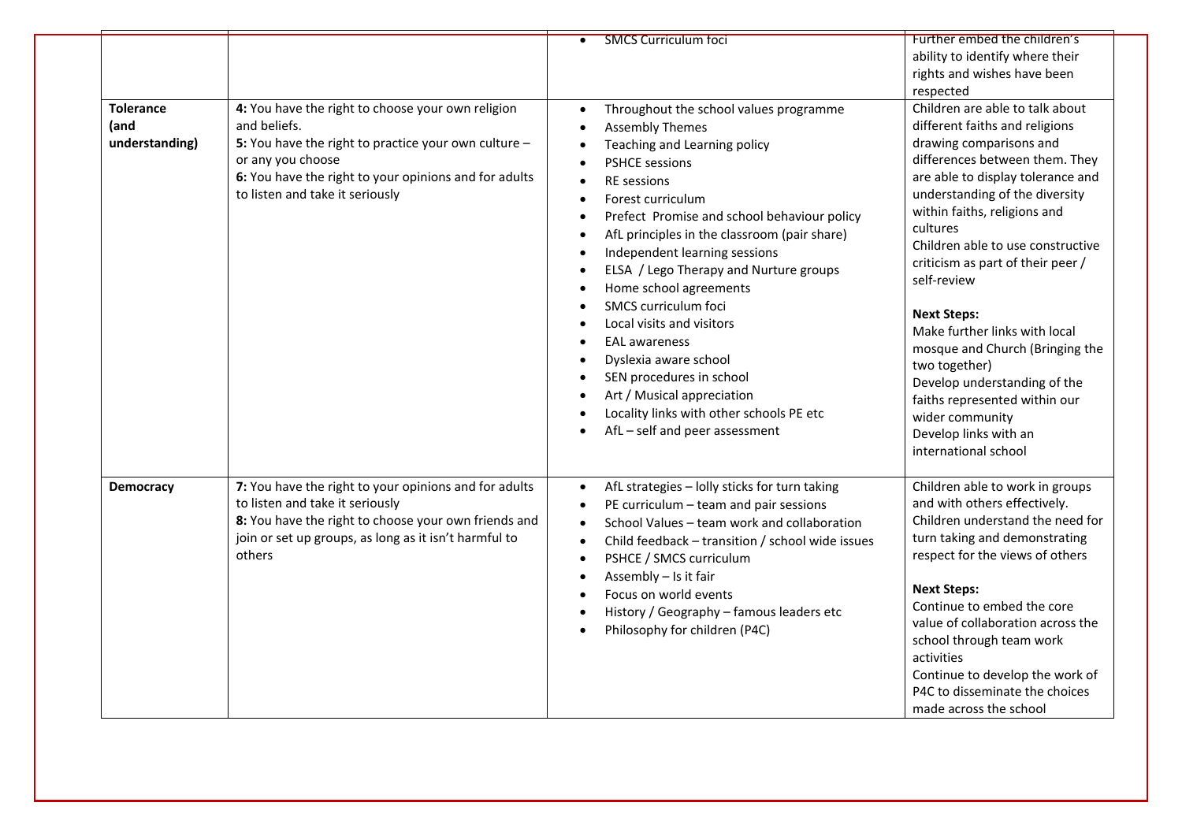| | | | |
|---|---|---|---|
| | | • SMCS Curriculum foci | Further embed the children's ability to identify where their rights and wishes have been respected |
| **Tolerance (and understanding)** | **4:** You have the right to choose your own religion and beliefs.<br>**5:** You have the right to practice your own culture – or any you choose<br>**6:** You have the right to your opinions and for adults to listen and take it seriously | • Throughout the school values programme<br>• Assembly Themes<br>• Teaching and Learning policy<br>• PSHCE sessions<br>• RE sessions<br>• Forest curriculum<br>• Prefect Promise and school behaviour policy<br>• AfL principles in the classroom (pair share)<br>• Independent learning sessions<br>• ELSA / Lego Therapy and Nurture groups<br>• Home school agreements<br>• SMCS curriculum foci<br>• Local visits and visitors<br>• EAL awareness<br>• Dyslexia aware school<br>• SEN procedures in school<br>• Art / Musical appreciation<br>• Locality links with other schools PE etc<br>• AfL – self and peer assessment | Children are able to talk about different faiths and religions drawing comparisons and differences between them. They are able to display tolerance and understanding of the diversity within faiths, religions and cultures<br>Children able to use constructive criticism as part of their peer / self-review<br><br>**Next Steps:**<br>Make further links with local mosque and Church (Bringing the two together)<br>Develop understanding of the faiths represented within our wider community<br>Develop links with an international school |
| **Democracy** | **7:** You have the right to your opinions and for adults to listen and take it seriously<br>**8:** You have the right to choose your own friends and join or set up groups, as long as it isn't harmful to others | • AfL strategies – lolly sticks for turn taking<br>• PE curriculum – team and pair sessions<br>• School Values – team work and collaboration<br>• Child feedback – transition / school wide issues<br>• PSHCE / SMCS curriculum<br>• Assembly – Is it fair<br>• Focus on world events<br>• History / Geography – famous leaders etc<br>• Philosophy for children (P4C) | Children able to work in groups and with others effectively.<br>Children understand the need for turn taking and demonstrating respect for the views of others<br><br>**Next Steps:**<br>Continue to embed the core value of collaboration across the school through team work activities<br>Continue to develop the work of P4C to disseminate the choices made across the school |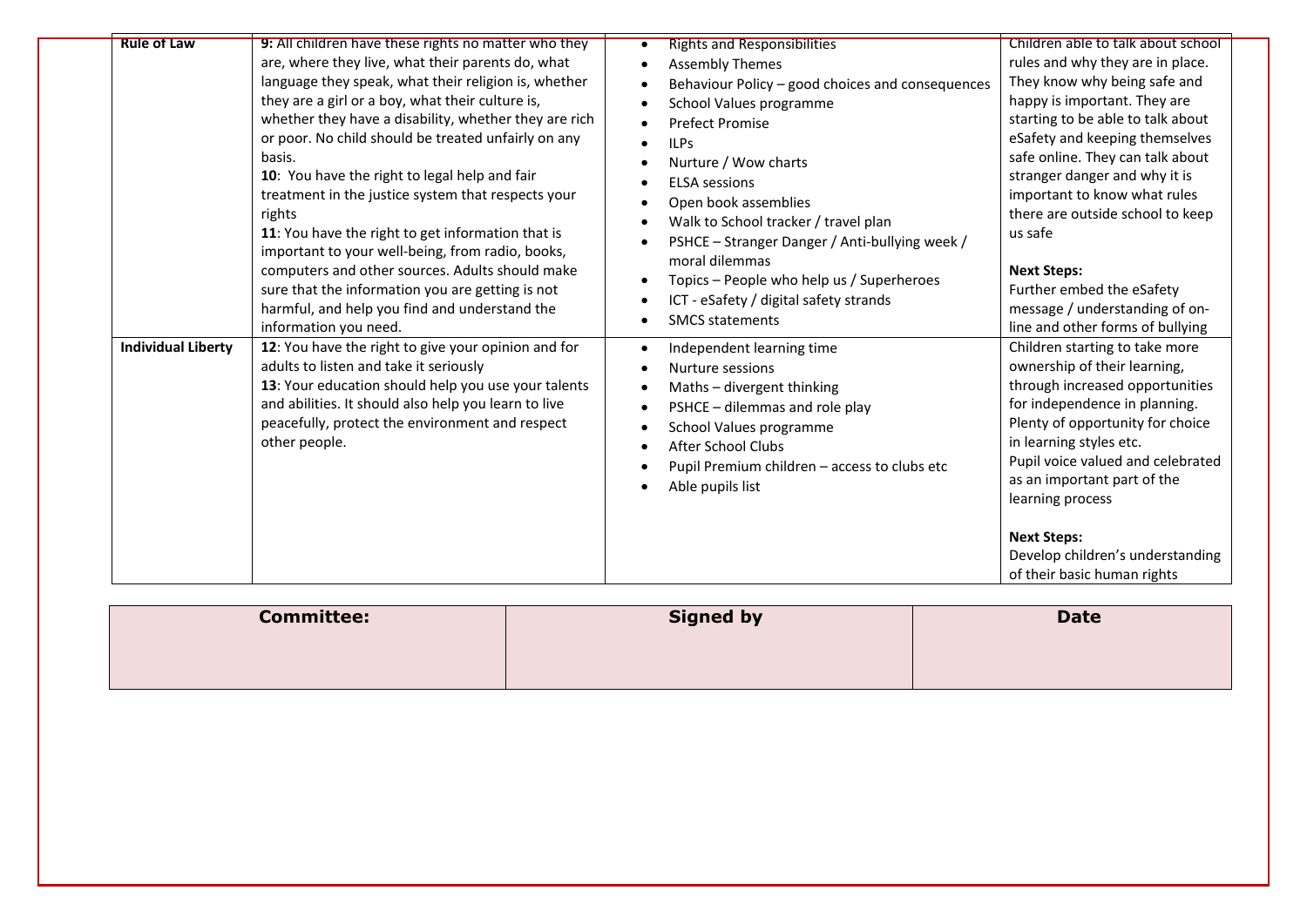| | | | |
|---|---|---|---|
| **Rule of Law** | **9:** All children have these rights no matter who they are, where they live, what their parents do, what language they speak, what their religion is, whether they are a girl or a boy, what their culture is, whether they have a disability, whether they are rich or poor. No child should be treated unfairly on any basis.<br>**10**: You have the right to legal help and fair treatment in the justice system that respects your rights<br>**11**: You have the right to get information that is important to your well-being, from radio, books, computers and other sources. Adults should make sure that the information you are getting is not harmful, and help you find and understand the information you need. | • Rights and Responsibilities<br>• Assembly Themes<br>• Behaviour Policy – good choices and consequences<br>• School Values programme<br>• Prefect Promise<br>• ILPs<br>• Nurture / Wow charts<br>• ELSA sessions<br>• Open book assemblies<br>• Walk to School tracker / travel plan<br>• PSHCE – Stranger Danger / Anti-bullying week / moral dilemmas<br>• Topics – People who help us / Superheroes<br>• ICT - eSafety / digital safety strands<br>• SMCS statements | Children able to talk about school rules and why they are in place. They know why being safe and happy is important. They are starting to be able to talk about eSafety and keeping themselves safe online. They can talk about stranger danger and why it is important to know what rules there are outside school to keep us safe<br><br>**Next Steps:**<br>Further embed the eSafety message / understanding of on-line and other forms of bullying |
| **Individual Liberty** | **12**: You have the right to give your opinion and for adults to listen and take it seriously<br>**13**: Your education should help you use your talents and abilities. It should also help you learn to live peacefully, protect the environment and respect other people. | • Independent learning time<br>• Nurture sessions<br>• Maths – divergent thinking<br>• PSHCE – dilemmas and role play<br>• School Values programme<br>• After School Clubs<br>• Pupil Premium children – access to clubs etc<br>• Able pupils list | Children starting to take more ownership of their learning, through increased opportunities for independence in planning. Plenty of opportunity for choice in learning styles etc.<br>Pupil voice valued and celebrated as an important part of the learning process<br><br>**Next Steps:**<br>Develop children's understanding of their basic human rights |

| Committee: | Signed by | Date |
|---|---|---|
| | | |